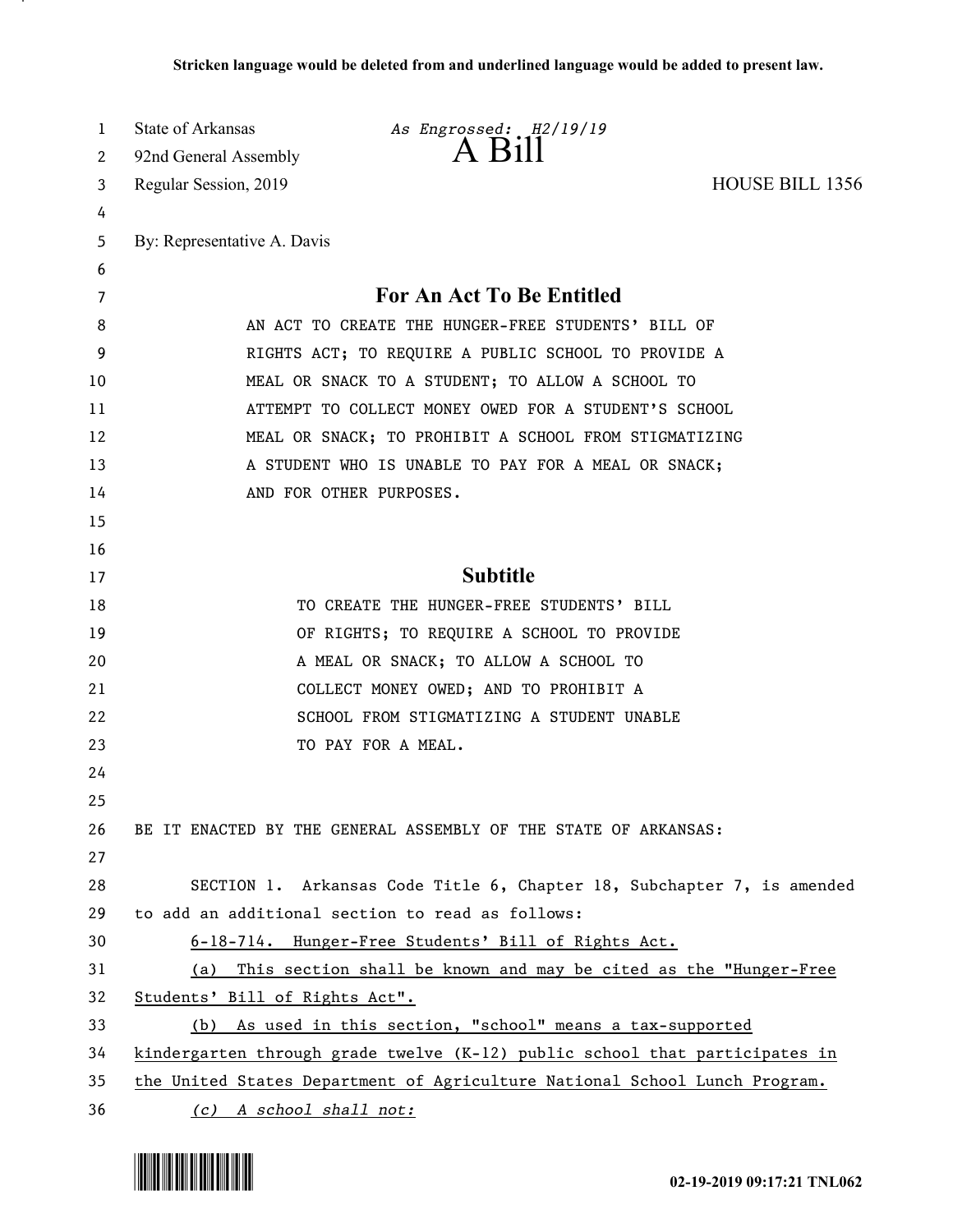**Stricken language would be deleted from and underlined language would be added to present law.**

State of Arkansas *As Engrossed: H2/19/19*

92nd General Assembly

# A Bill

Regular Session, 2019 HOUSE BILL 1356

By: Representative A. Davis

## For An Act To Be Entitled

AN ACT TO CREATE THE HUNGER-FREE STUDENTS' BILL OF RIGHTS ACT; TO REQUIRE A PUBLIC SCHOOL TO PROVIDE A MEAL OR SNACK TO A STUDENT; TO ALLOW A SCHOOL TO ATTEMPT TO COLLECT MONEY OWED FOR A STUDENT'S SCHOOL MEAL OR SNACK; TO PROHIBIT A SCHOOL FROM STIGMATIZING A STUDENT WHO IS UNABLE TO PAY FOR A MEAL OR SNACK; AND FOR OTHER PURPOSES.

## Subtitle

TO CREATE THE HUNGER-FREE STUDENTS' BILL OF RIGHTS; TO REQUIRE A SCHOOL TO PROVIDE A MEAL OR SNACK; TO ALLOW A SCHOOL TO COLLECT MONEY OWED; AND TO PROHIBIT A SCHOOL FROM STIGMATIZING A STUDENT UNABLE TO PAY FOR A MEAL.

BE IT ENACTED BY THE GENERAL ASSEMBLY OF THE STATE OF ARKANSAS:

SECTION 1. Arkansas Code Title 6, Chapter 18, Subchapter 7, is amended to add an additional section to read as follows:

<u>6-18-714. Hunger-Free Students' Bill of Rights Act.</u>

<u>(a) This section shall be known and may be cited as the "Hunger-Free Students' Bill of Rights Act".</u>

<u>(b) As used in this section, "school" means a tax-supported kindergarten through grade twelve (K-12) public school that participates in the United States Department of Agriculture National School Lunch Program.</u>

<u>*(c) A school shall not:*</u>

02-19-2019 09:17:21 TNL062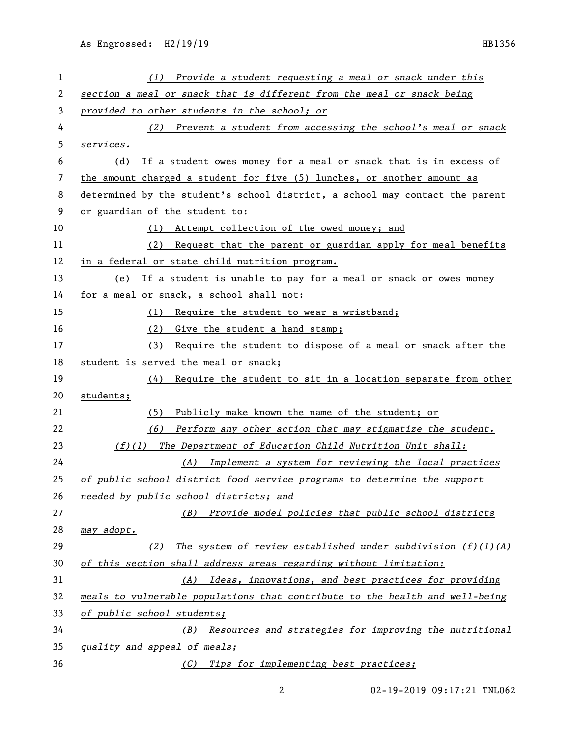*(1) Provide a student requesting a meal or snack under this section a meal or snack that is different from the meal or snack being provided to other students in the school; or*

*(2) Prevent a student from accessing the school's meal or snack services.*

(d) If a student owes money for a meal or snack that is in excess of the amount charged a student for five (5) lunches, or another amount as determined by the student's school district, a school may contact the parent or guardian of the student to:

(1) Attempt collection of the owed money; and

(2) Request that the parent or guardian apply for meal benefits in a federal or state child nutrition program.

(e) If a student is unable to pay for a meal or snack or owes money for a meal or snack, a school shall not:

(1) Require the student to wear a wristband;

(2) Give the student a hand stamp;

(3) Require the student to dispose of a meal or snack after the student is served the meal or snack;

(4) Require the student to sit in a location separate from other students;

(5) Publicly make known the name of the student; or

*(6) Perform any other action that may stigmatize the student.*

*(f)(1) The Department of Education Child Nutrition Unit shall:*

*(A) Implement a system for reviewing the local practices of public school district food service programs to determine the support needed by public school districts; and*

*(B) Provide model policies that public school districts may adopt.*

*(2) The system of review established under subdivision (f)(1)(A) of this section shall address areas regarding without limitation:*

*(A) Ideas, innovations, and best practices for providing meals to vulnerable populations that contribute to the health and well-being of public school students;*

*(B) Resources and strategies for improving the nutritional quality and appeal of meals;*

*(C) Tips for implementing best practices;*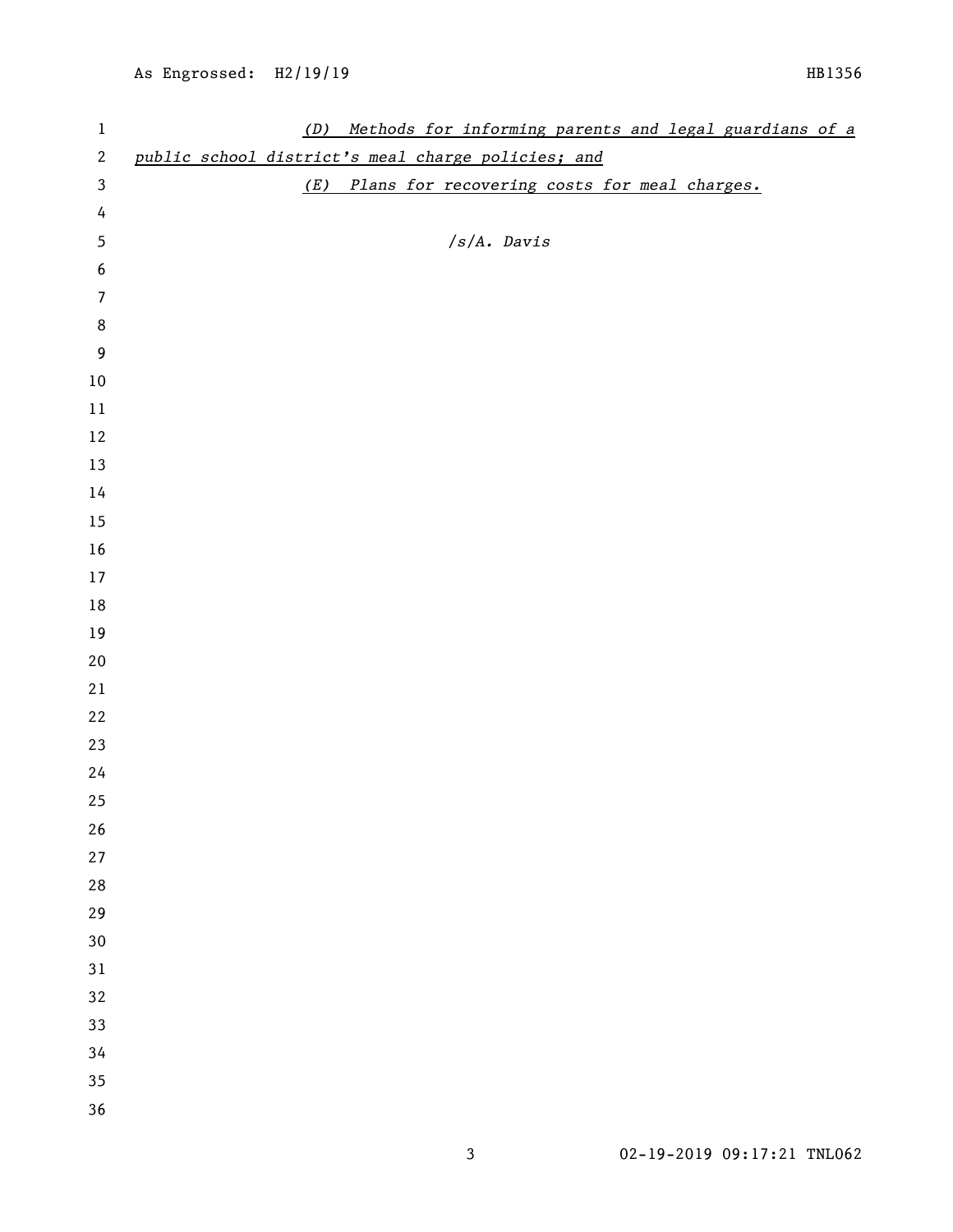*(D) Methods for informing parents and legal guardians of a public school district's meal charge policies; and*

*(E) Plans for recovering costs for meal charges.*

*/s/A. Davis*